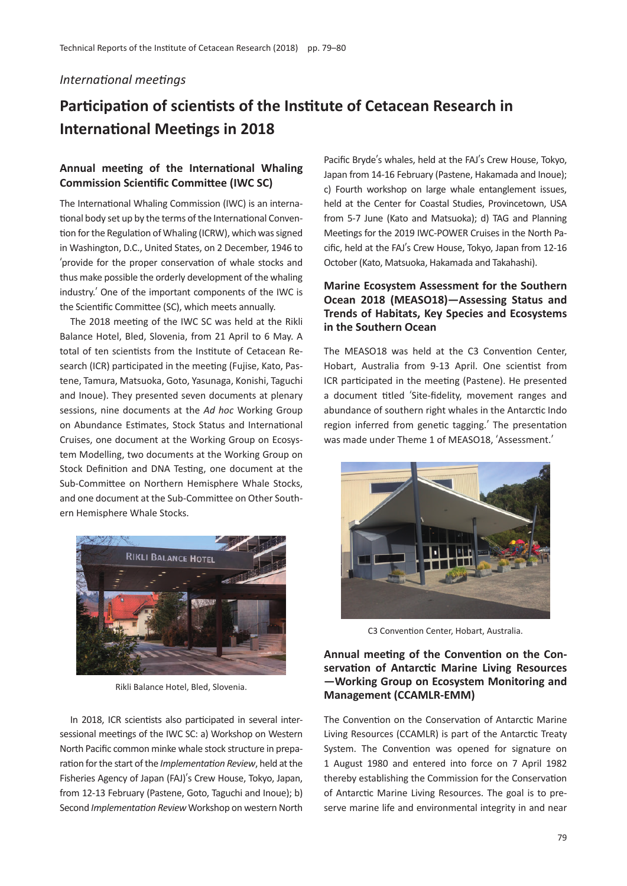*International meetings*

# Participation of scientists of the Institute of Cetacean Research in International Meetings in 2018

## Annual meeting of the International Whaling Commission Scientific Committee (IWC SC)

The International Whaling Commission (IWC) is an international body set up by the terms of the International Convention for the Regulation of Whaling (ICRW), which was signed in Washington, D.C., United States, on 2 December, 1946 to 'provide for the proper conservation of whale stocks and thus make possible the orderly development of the whaling industry.' One of the important components of the IWC is the Scientific Committee (SC), which meets annually.

The 2018 meeting of the IWC SC was held at the Rikli Balance Hotel, Bled, Slovenia, from 21 April to 6 May. A total of ten scientists from the Institute of Cetacean Research (ICR) participated in the meeting (Fujise, Kato, Pastene, Tamura, Matsuoka, Goto, Yasunaga, Konishi, Taguchi and Inoue). They presented seven documents at plenary sessions, nine documents at the *Ad hoc* Working Group on Abundance Estimates, Stock Status and International Cruises, one document at the Working Group on Ecosystem Modelling, two documents at the Working Group on Stock Definition and DNA Testing, one document at the Sub-Committee on Northern Hemisphere Whale Stocks, and one document at the Sub-Committee on Other Southern Hemisphere Whale Stocks.

Rikli Balance Hotel, Bled, Slovenia.

In 2018, ICR scientists also participated in several intersessional meetings of the IWC SC: a) Workshop on Western North Pacific common minke whale stock structure in preparation for the start of the *Implementation Review*, held at the Fisheries Agency of Japan (FAJ)'s Crew House, Tokyo, Japan, from 12-13 February (Pastene, Goto, Taguchi and Inoue); b) Second *Implementation Review* Workshop on western North Pacific Bryde's whales, held at the FAJ's Crew House, Tokyo, Japan from 14-16 February (Pastene, Hakamada and Inoue); c) Fourth workshop on large whale entanglement issues, held at the Center for Coastal Studies, Provincetown, USA from 5-7 June (Kato and Matsuoka); d) TAG and Planning Meetings for the 2019 IWC-POWER Cruises in the North Pacific, held at the FAJ's Crew House, Tokyo, Japan from 12-16 October (Kato, Matsuoka, Hakamada and Takahashi).

## Marine Ecosystem Assessment for the Southern Ocean 2018 (MEASO18)—Assessing Status and Trends of Habitats, Key Species and Ecosystems in the Southern Ocean

The MEASO18 was held at the C3 Convention Center, Hobart, Australia from 9-13 April. One scientist from ICR participated in the meeting (Pastene). He presented a document titled 'Site-fidelity, movement ranges and abundance of southern right whales in the Antarctic Indo region inferred from genetic tagging.' The presentation was made under Theme 1 of MEASO18, 'Assessment.'

C3 Convention Center, Hobart, Australia.

## Annual meeting of the Convention on the Conservation of Antarctic Marine Living Resources—Working Group on Ecosystem Monitoring and Management (CCAMLR-EMM)

The Convention on the Conservation of Antarctic Marine Living Resources (CCAMLR) is part of the Antarctic Treaty System. The Convention was opened for signature on 1 August 1980 and entered into force on 7 April 1982 thereby establishing the Commission for the Conservation of Antarctic Marine Living Resources. The goal is to preserve marine life and environmental integrity in and near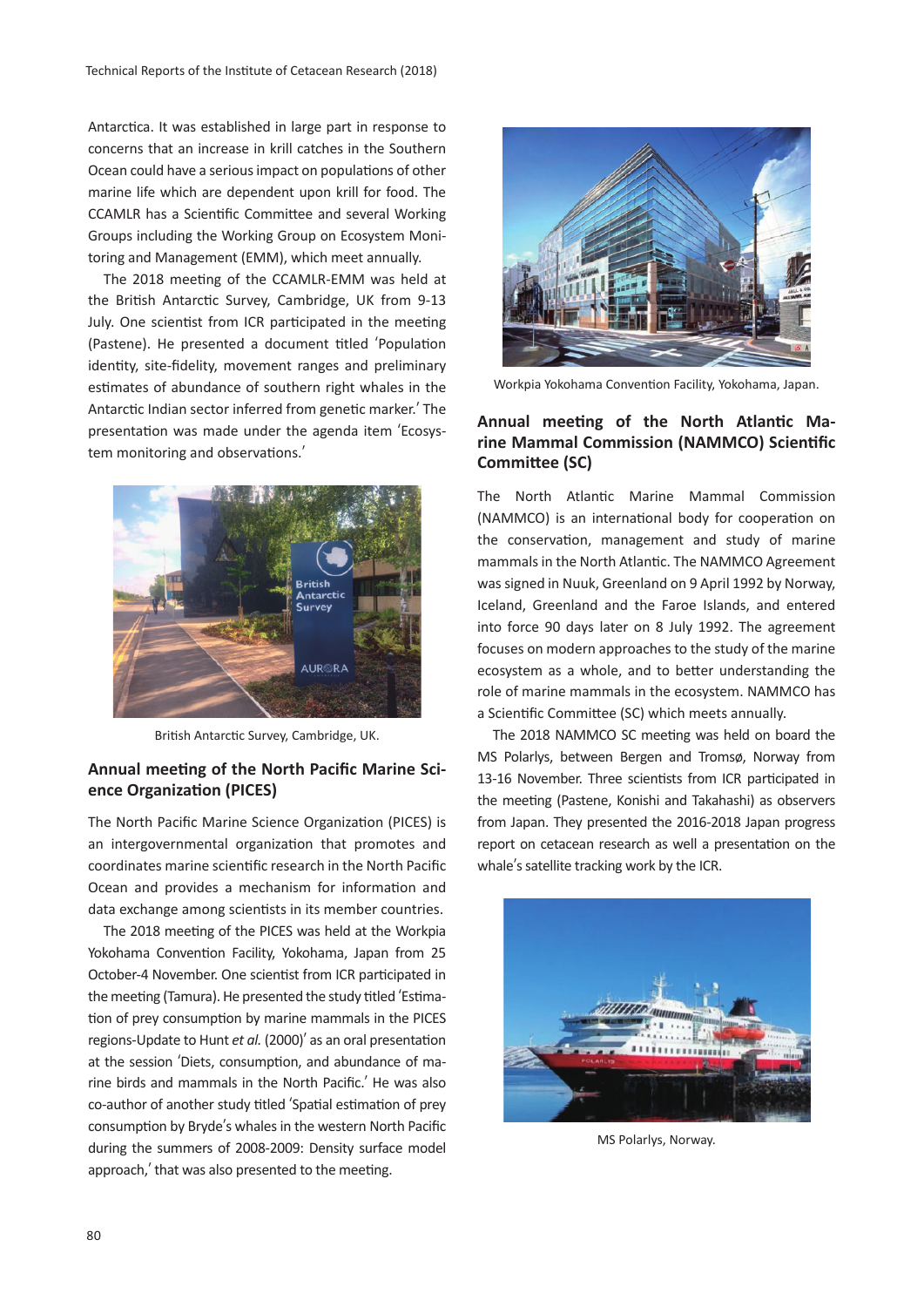Antarctica. It was established in large part in response to concerns that an increase in krill catches in the Southern Ocean could have a serious impact on populations of other marine life which are dependent upon krill for food. The CCAMLR has a Scientific Committee and several Working Groups including the Working Group on Ecosystem Monitoring and Management (EMM), which meet annually.

The 2018 meeting of the CCAMLR-EMM was held at the British Antarctic Survey, Cambridge, UK from 9-13 July. One scientist from ICR participated in the meeting (Pastene). He presented a document titled 'Population identity, site-fidelity, movement ranges and preliminary estimates of abundance of southern right whales in the Antarctic Indian sector inferred from genetic marker.' The presentation was made under the agenda item 'Ecosystem monitoring and observations.'

British Antarctic Survey, Cambridge, UK.

## Annual meeting of the North Pacific Marine Science Organization (PICES)

The North Pacific Marine Science Organization (PICES) is an intergovernmental organization that promotes and coordinates marine scientific research in the North Pacific Ocean and provides a mechanism for information and data exchange among scientists in its member countries.

The 2018 meeting of the PICES was held at the Workpia Yokohama Convention Facility, Yokohama, Japan from 25 October-4 November. One scientist from ICR participated in the meeting (Tamura). He presented the study titled 'Estimation of prey consumption by marine mammals in the PICES regions-Update to Hunt *et al.* (2000)' as an oral presentation at the session 'Diets, consumption, and abundance of marine birds and mammals in the North Pacific.' He was also co-author of another study titled 'Spatial estimation of prey consumption by Bryde's whales in the western North Pacific during the summers of 2008-2009: Density surface model approach,' that was also presented to the meeting.

Workpia Yokohama Convention Facility, Yokohama, Japan.

## Annual meeting of the North Atlantic Marine Mammal Commission (NAMMCO) Scientific Committee (SC)

The North Atlantic Marine Mammal Commission (NAMMCO) is an international body for cooperation on the conservation, management and study of marine mammals in the North Atlantic. The NAMMCO Agreement was signed in Nuuk, Greenland on 9 April 1992 by Norway, Iceland, Greenland and the Faroe Islands, and entered into force 90 days later on 8 July 1992. The agreement focuses on modern approaches to the study of the marine ecosystem as a whole, and to better understanding the role of marine mammals in the ecosystem. NAMMCO has a Scientific Committee (SC) which meets annually.

The 2018 NAMMCO SC meeting was held on board the MS Polarlys, between Bergen and Tromsø, Norway from 13-16 November. Three scientists from ICR participated in the meeting (Pastene, Konishi and Takahashi) as observers from Japan. They presented the 2016-2018 Japan progress report on cetacean research as well a presentation on the whale's satellite tracking work by the ICR.

MS Polarlys, Norway.